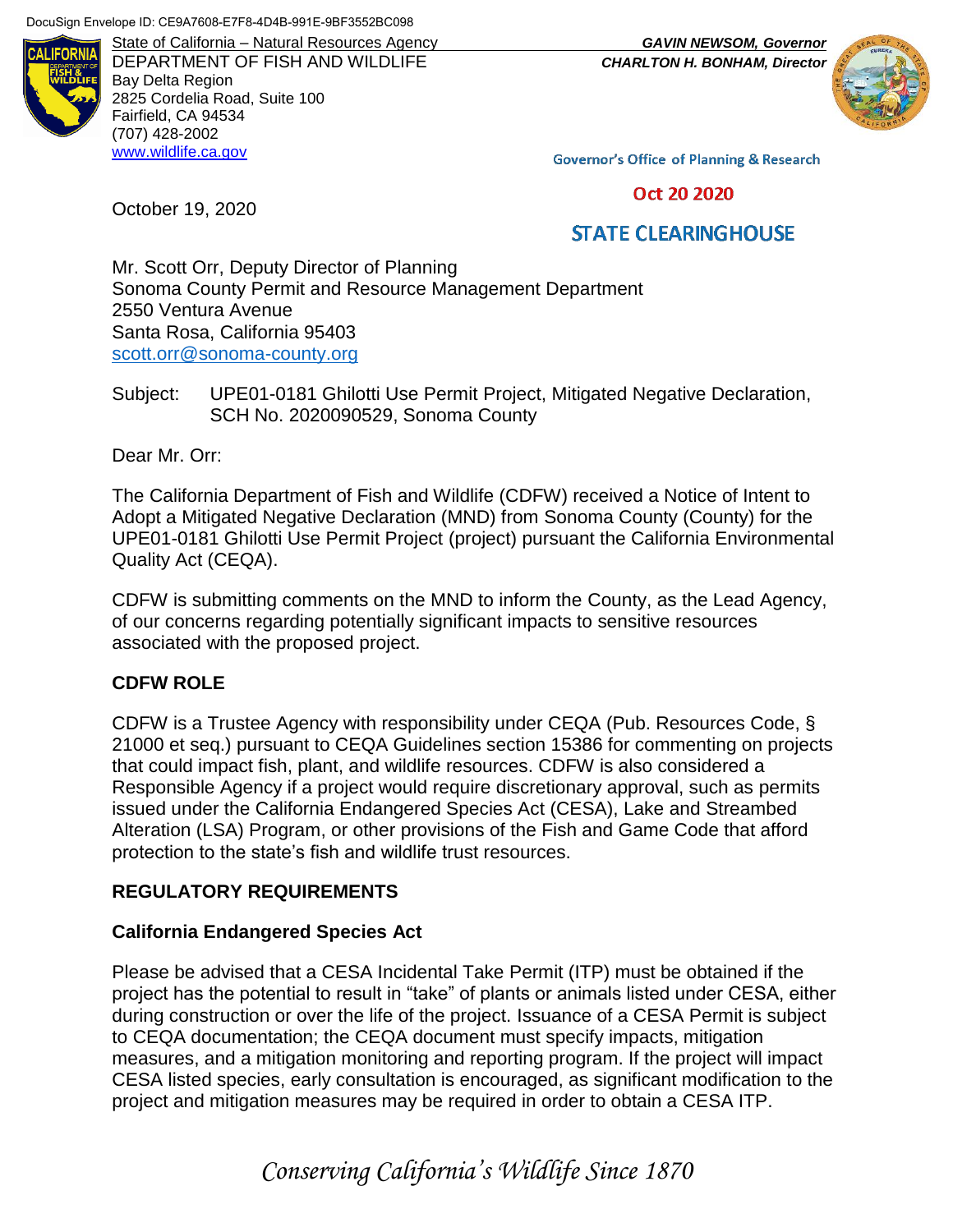DocuSign Envelope ID: CE9A7608-E7F8-4D4B-991E-9BF3552BC098

State of California – Natural Resources Agency
DEPARTMENT OF FISH AND WILDLIFE
Bay Delta Region
2825 Cordelia Road, Suite 100
Fairfield, CA 94534
(707) 428-2002
www.wildlife.ca.gov

***GAVIN NEWSOM, Governor***
***CHARLTON H. BONHAM, Director***

Governor's Office of Planning & Research

Oct 20 2020

STATE CLEARINGHOUSE

October 19, 2020

Mr. Scott Orr, Deputy Director of Planning
Sonoma County Permit and Resource Management Department
2550 Ventura Avenue
Santa Rosa, California 95403
scott.orr@sonoma-county.org

Subject: UPE01-0181 Ghilotti Use Permit Project, Mitigated Negative Declaration, SCH No. 2020090529, Sonoma County

Dear Mr. Orr:

The California Department of Fish and Wildlife (CDFW) received a Notice of Intent to Adopt a Mitigated Negative Declaration (MND) from Sonoma County (County) for the UPE01-0181 Ghilotti Use Permit Project (project) pursuant the California Environmental Quality Act (CEQA).

CDFW is submitting comments on the MND to inform the County, as the Lead Agency, of our concerns regarding potentially significant impacts to sensitive resources associated with the proposed project.

**CDFW ROLE**

CDFW is a Trustee Agency with responsibility under CEQA (Pub. Resources Code, § 21000 et seq.) pursuant to CEQA Guidelines section 15386 for commenting on projects that could impact fish, plant, and wildlife resources. CDFW is also considered a Responsible Agency if a project would require discretionary approval, such as permits issued under the California Endangered Species Act (CESA), Lake and Streambed Alteration (LSA) Program, or other provisions of the Fish and Game Code that afford protection to the state's fish and wildlife trust resources.

**REGULATORY REQUIREMENTS**

**California Endangered Species Act**

Please be advised that a CESA Incidental Take Permit (ITP) must be obtained if the project has the potential to result in "take" of plants or animals listed under CESA, either during construction or over the life of the project. Issuance of a CESA Permit is subject to CEQA documentation; the CEQA document must specify impacts, mitigation measures, and a mitigation monitoring and reporting program. If the project will impact CESA listed species, early consultation is encouraged, as significant modification to the project and mitigation measures may be required in order to obtain a CESA ITP.

*Conserving California's Wildlife Since 1870*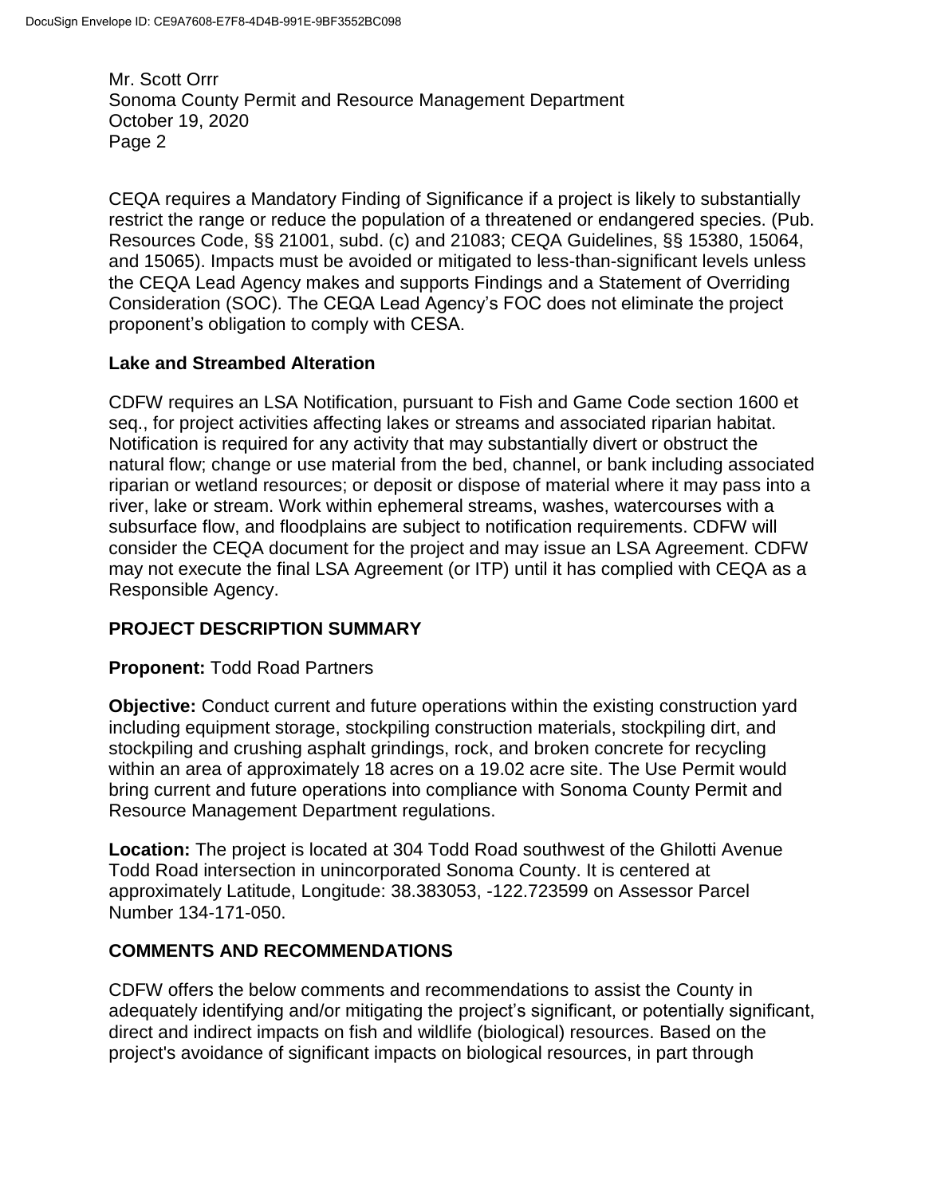CEQA requires a Mandatory Finding of Significance if a project is likely to substantially restrict the range or reduce the population of a threatened or endangered species. (Pub. Resources Code, §§ 21001, subd. (c) and 21083; CEQA Guidelines, §§ 15380, 15064, and 15065). Impacts must be avoided or mitigated to less-than-significant levels unless the CEQA Lead Agency makes and supports Findings and a Statement of Overriding Consideration (SOC). The CEQA Lead Agency's FOC does not eliminate the project proponent's obligation to comply with CESA.

**Lake and Streambed Alteration**

CDFW requires an LSA Notification, pursuant to Fish and Game Code section 1600 et seq., for project activities affecting lakes or streams and associated riparian habitat. Notification is required for any activity that may substantially divert or obstruct the natural flow; change or use material from the bed, channel, or bank including associated riparian or wetland resources; or deposit or dispose of material where it may pass into a river, lake or stream. Work within ephemeral streams, washes, watercourses with a subsurface flow, and floodplains are subject to notification requirements. CDFW will consider the CEQA document for the project and may issue an LSA Agreement. CDFW may not execute the final LSA Agreement (or ITP) until it has complied with CEQA as a Responsible Agency.

## PROJECT DESCRIPTION SUMMARY

**Proponent:** Todd Road Partners

**Objective:** Conduct current and future operations within the existing construction yard including equipment storage, stockpiling construction materials, stockpiling dirt, and stockpiling and crushing asphalt grindings, rock, and broken concrete for recycling within an area of approximately 18 acres on a 19.02 acre site. The Use Permit would bring current and future operations into compliance with Sonoma County Permit and Resource Management Department regulations.

**Location:** The project is located at 304 Todd Road southwest of the Ghilotti Avenue Todd Road intersection in unincorporated Sonoma County. It is centered at approximately Latitude, Longitude: 38.383053, -122.723599 on Assessor Parcel Number 134-171-050.

## COMMENTS AND RECOMMENDATIONS

CDFW offers the below comments and recommendations to assist the County in adequately identifying and/or mitigating the project's significant, or potentially significant, direct and indirect impacts on fish and wildlife (biological) resources. Based on the project's avoidance of significant impacts on biological resources, in part through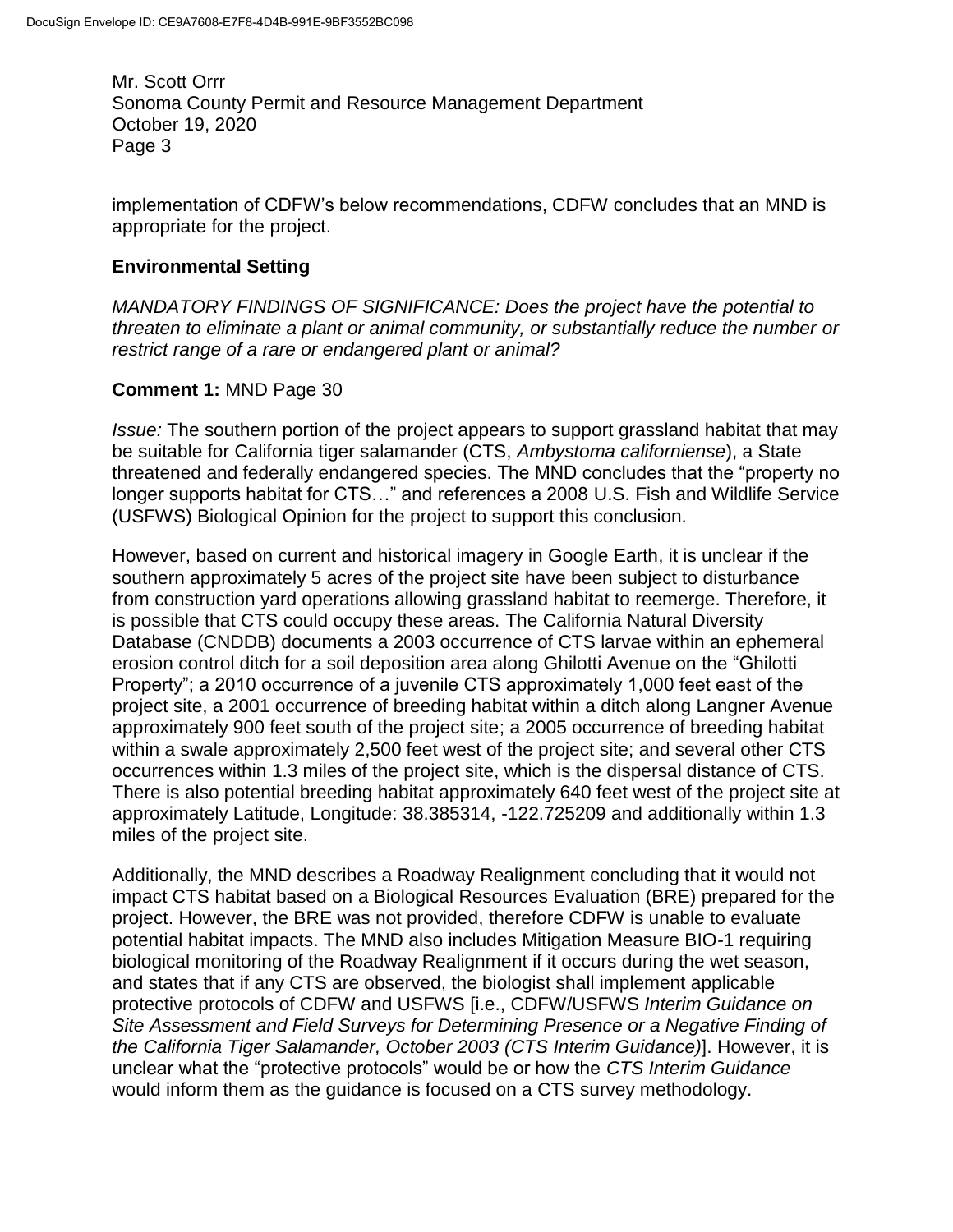implementation of CDFW's below recommendations, CDFW concludes that an MND is appropriate for the project.

## Environmental Setting

*MANDATORY FINDINGS OF SIGNIFICANCE: Does the project have the potential to threaten to eliminate a plant or animal community, or substantially reduce the number or restrict range of a rare or endangered plant or animal?*

**Comment 1:** MND Page 30

*Issue:* The southern portion of the project appears to support grassland habitat that may be suitable for California tiger salamander (CTS, *Ambystoma californiense*), a State threatened and federally endangered species. The MND concludes that the "property no longer supports habitat for CTS…" and references a 2008 U.S. Fish and Wildlife Service (USFWS) Biological Opinion for the project to support this conclusion.

However, based on current and historical imagery in Google Earth, it is unclear if the southern approximately 5 acres of the project site have been subject to disturbance from construction yard operations allowing grassland habitat to reemerge. Therefore, it is possible that CTS could occupy these areas. The California Natural Diversity Database (CNDDB) documents a 2003 occurrence of CTS larvae within an ephemeral erosion control ditch for a soil deposition area along Ghilotti Avenue on the "Ghilotti Property"; a 2010 occurrence of a juvenile CTS approximately 1,000 feet east of the project site, a 2001 occurrence of breeding habitat within a ditch along Langner Avenue approximately 900 feet south of the project site; a 2005 occurrence of breeding habitat within a swale approximately 2,500 feet west of the project site; and several other CTS occurrences within 1.3 miles of the project site, which is the dispersal distance of CTS. There is also potential breeding habitat approximately 640 feet west of the project site at approximately Latitude, Longitude: 38.385314, -122.725209 and additionally within 1.3 miles of the project site.

Additionally, the MND describes a Roadway Realignment concluding that it would not impact CTS habitat based on a Biological Resources Evaluation (BRE) prepared for the project. However, the BRE was not provided, therefore CDFW is unable to evaluate potential habitat impacts. The MND also includes Mitigation Measure BIO-1 requiring biological monitoring of the Roadway Realignment if it occurs during the wet season, and states that if any CTS are observed, the biologist shall implement applicable protective protocols of CDFW and USFWS [i.e., CDFW/USFWS *Interim Guidance on Site Assessment and Field Surveys for Determining Presence or a Negative Finding of the California Tiger Salamander, October 2003 (CTS Interim Guidance)*]. However, it is unclear what the "protective protocols" would be or how the *CTS Interim Guidance* would inform them as the guidance is focused on a CTS survey methodology.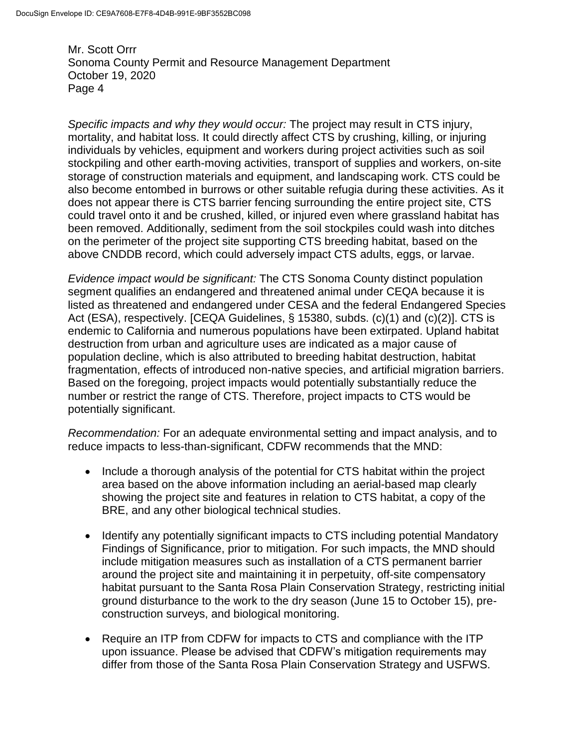*Specific impacts and why they would occur:* The project may result in CTS injury, mortality, and habitat loss. It could directly affect CTS by crushing, killing, or injuring individuals by vehicles, equipment and workers during project activities such as soil stockpiling and other earth-moving activities, transport of supplies and workers, on-site storage of construction materials and equipment, and landscaping work. CTS could be also become entombed in burrows or other suitable refugia during these activities. As it does not appear there is CTS barrier fencing surrounding the entire project site, CTS could travel onto it and be crushed, killed, or injured even where grassland habitat has been removed. Additionally, sediment from the soil stockpiles could wash into ditches on the perimeter of the project site supporting CTS breeding habitat, based on the above CNDDB record, which could adversely impact CTS adults, eggs, or larvae.

*Evidence impact would be significant:* The CTS Sonoma County distinct population segment qualifies an endangered and threatened animal under CEQA because it is listed as threatened and endangered under CESA and the federal Endangered Species Act (ESA), respectively. [CEQA Guidelines, § 15380, subds. (c)(1) and (c)(2)]. CTS is endemic to California and numerous populations have been extirpated. Upland habitat destruction from urban and agriculture uses are indicated as a major cause of population decline, which is also attributed to breeding habitat destruction, habitat fragmentation, effects of introduced non-native species, and artificial migration barriers. Based on the foregoing, project impacts would potentially substantially reduce the number or restrict the range of CTS. Therefore, project impacts to CTS would be potentially significant.

*Recommendation:* For an adequate environmental setting and impact analysis, and to reduce impacts to less-than-significant, CDFW recommends that the MND:

- Include a thorough analysis of the potential for CTS habitat within the project area based on the above information including an aerial-based map clearly showing the project site and features in relation to CTS habitat, a copy of the BRE, and any other biological technical studies.
- Identify any potentially significant impacts to CTS including potential Mandatory Findings of Significance, prior to mitigation. For such impacts, the MND should include mitigation measures such as installation of a CTS permanent barrier around the project site and maintaining it in perpetuity, off-site compensatory habitat pursuant to the Santa Rosa Plain Conservation Strategy, restricting initial ground disturbance to the work to the dry season (June 15 to October 15), pre-construction surveys, and biological monitoring.
- Require an ITP from CDFW for impacts to CTS and compliance with the ITP upon issuance. Please be advised that CDFW's mitigation requirements may differ from those of the Santa Rosa Plain Conservation Strategy and USFWS.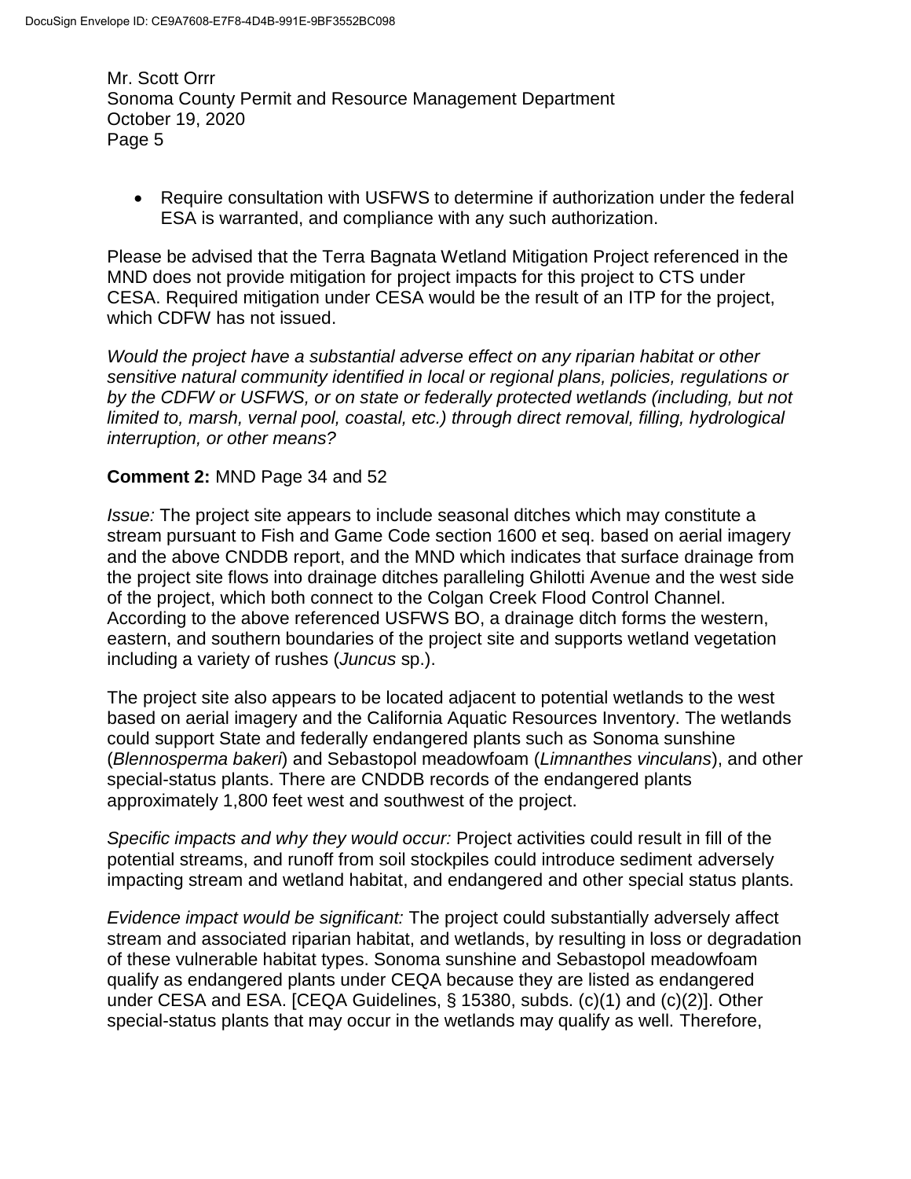- Require consultation with USFWS to determine if authorization under the federal ESA is warranted, and compliance with any such authorization.

Please be advised that the Terra Bagnata Wetland Mitigation Project referenced in the MND does not provide mitigation for project impacts for this project to CTS under CESA. Required mitigation under CESA would be the result of an ITP for the project, which CDFW has not issued.

*Would the project have a substantial adverse effect on any riparian habitat or other sensitive natural community identified in local or regional plans, policies, regulations or by the CDFW or USFWS, or on state or federally protected wetlands (including, but not limited to, marsh, vernal pool, coastal, etc.) through direct removal, filling, hydrological interruption, or other means?*

**Comment 2:** MND Page 34 and 52

*Issue:* The project site appears to include seasonal ditches which may constitute a stream pursuant to Fish and Game Code section 1600 et seq. based on aerial imagery and the above CNDDB report, and the MND which indicates that surface drainage from the project site flows into drainage ditches paralleling Ghilotti Avenue and the west side of the project, which both connect to the Colgan Creek Flood Control Channel. According to the above referenced USFWS BO, a drainage ditch forms the western, eastern, and southern boundaries of the project site and supports wetland vegetation including a variety of rushes (*Juncus* sp.).

The project site also appears to be located adjacent to potential wetlands to the west based on aerial imagery and the California Aquatic Resources Inventory. The wetlands could support State and federally endangered plants such as Sonoma sunshine (*Blennosperma bakeri*) and Sebastopol meadowfoam (*Limnanthes vinculans*), and other special-status plants. There are CNDDB records of the endangered plants approximately 1,800 feet west and southwest of the project.

*Specific impacts and why they would occur:* Project activities could result in fill of the potential streams, and runoff from soil stockpiles could introduce sediment adversely impacting stream and wetland habitat, and endangered and other special status plants.

*Evidence impact would be significant:* The project could substantially adversely affect stream and associated riparian habitat, and wetlands, by resulting in loss or degradation of these vulnerable habitat types. Sonoma sunshine and Sebastopol meadowfoam qualify as endangered plants under CEQA because they are listed as endangered under CESA and ESA. [CEQA Guidelines, § 15380, subds. (c)(1) and (c)(2)]. Other special-status plants that may occur in the wetlands may qualify as well. Therefore,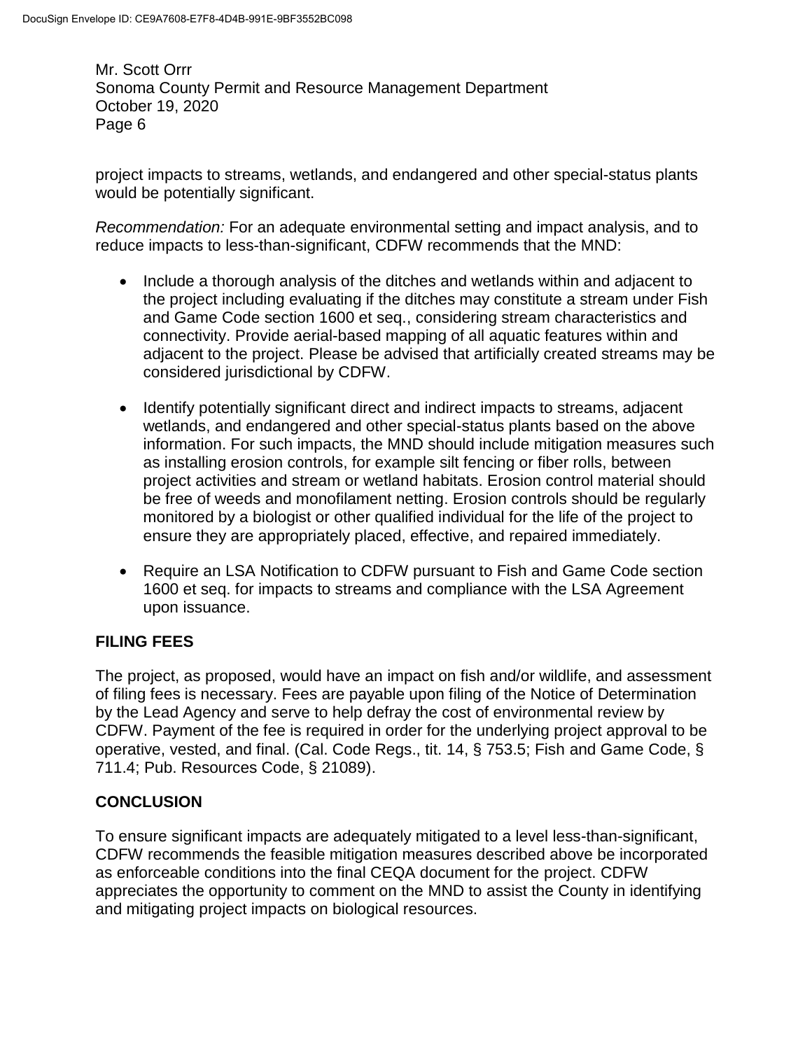project impacts to streams, wetlands, and endangered and other special-status plants would be potentially significant.

*Recommendation:* For an adequate environmental setting and impact analysis, and to reduce impacts to less-than-significant, CDFW recommends that the MND:

- Include a thorough analysis of the ditches and wetlands within and adjacent to the project including evaluating if the ditches may constitute a stream under Fish and Game Code section 1600 et seq., considering stream characteristics and connectivity. Provide aerial-based mapping of all aquatic features within and adjacent to the project. Please be advised that artificially created streams may be considered jurisdictional by CDFW.
- Identify potentially significant direct and indirect impacts to streams, adjacent wetlands, and endangered and other special-status plants based on the above information. For such impacts, the MND should include mitigation measures such as installing erosion controls, for example silt fencing or fiber rolls, between project activities and stream or wetland habitats. Erosion control material should be free of weeds and monofilament netting. Erosion controls should be regularly monitored by a biologist or other qualified individual for the life of the project to ensure they are appropriately placed, effective, and repaired immediately.
- Require an LSA Notification to CDFW pursuant to Fish and Game Code section 1600 et seq. for impacts to streams and compliance with the LSA Agreement upon issuance.

## FILING FEES

The project, as proposed, would have an impact on fish and/or wildlife, and assessment of filing fees is necessary. Fees are payable upon filing of the Notice of Determination by the Lead Agency and serve to help defray the cost of environmental review by CDFW. Payment of the fee is required in order for the underlying project approval to be operative, vested, and final. (Cal. Code Regs., tit. 14, § 753.5; Fish and Game Code, § 711.4; Pub. Resources Code, § 21089).

## CONCLUSION

To ensure significant impacts are adequately mitigated to a level less-than-significant, CDFW recommends the feasible mitigation measures described above be incorporated as enforceable conditions into the final CEQA document for the project. CDFW appreciates the opportunity to comment on the MND to assist the County in identifying and mitigating project impacts on biological resources.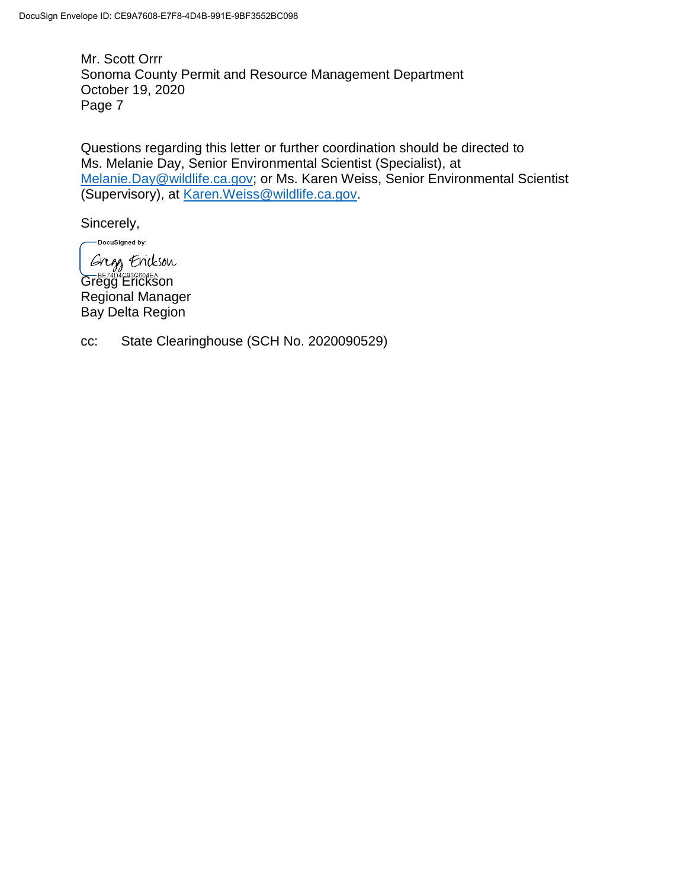Mr. Scott Orrr
Sonoma County Permit and Resource Management Department
October 19, 2020

Questions regarding this letter or further coordination should be directed to Ms. Melanie Day, Senior Environmental Scientist (Specialist), at Melanie.Day@wildlife.ca.gov; or Ms. Karen Weiss, Senior Environmental Scientist (Supervisory), at Karen.Weiss@wildlife.ca.gov.

Sincerely,

DocuSigned by:
Gregg Erickson
BE74D4C93C604EA

Gregg Erickson
Regional Manager
Bay Delta Region

cc: State Clearinghouse (SCH No. 2020090529)